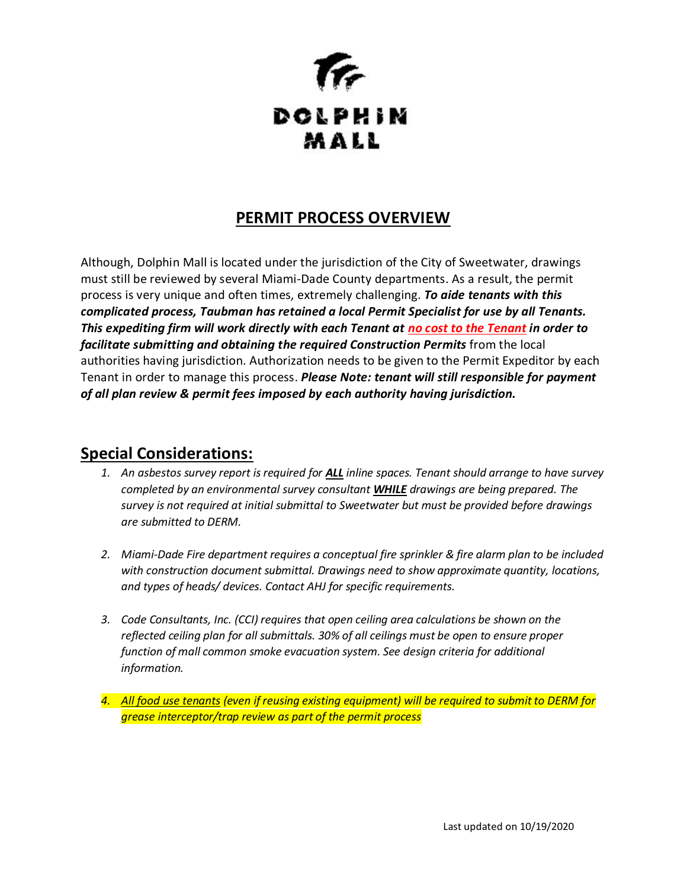DOLPHIN MALL

# PERMIT PROCESS OVERVIEW

Although, Dolphin Mall is located under the jurisdiction of the City of Sweetwater, drawings must still be reviewed by several Miami-Dade County departments. As a result, the permit process is very unique and often times, extremely challenging. ***To aide tenants with this complicated process, Taubman has retained a local Permit Specialist for use by all Tenants. This expediting firm will work directly with each Tenant at no cost to the Tenant in order to facilitate submitting and obtaining the required Construction Permits*** from the local authorities having jurisdiction. Authorization needs to be given to the Permit Expeditor by each Tenant in order to manage this process. ***Please Note: tenant will still responsible for payment of all plan review & permit fees imposed by each authority having jurisdiction.***

## Special Considerations:

1. *An asbestos survey report is required for **ALL** inline spaces. Tenant should arrange to have survey completed by an environmental survey consultant **WHILE** drawings are being prepared. The survey is not required at initial submittal to Sweetwater but must be provided before drawings are submitted to DERM.*

2. *Miami-Dade Fire department requires a conceptual fire sprinkler & fire alarm plan to be included with construction document submittal. Drawings need to show approximate quantity, locations, and types of heads/ devices. Contact AHJ for specific requirements.*

3. *Code Consultants, Inc. (CCI) requires that open ceiling area calculations be shown on the reflected ceiling plan for all submittals. 30% of all ceilings must be open to ensure proper function of mall common smoke evacuation system. See design criteria for additional information.*

4. *All food use tenants (even if reusing existing equipment) will be required to submit to DERM for grease interceptor/trap review as part of the permit process*

Last updated on 10/19/2020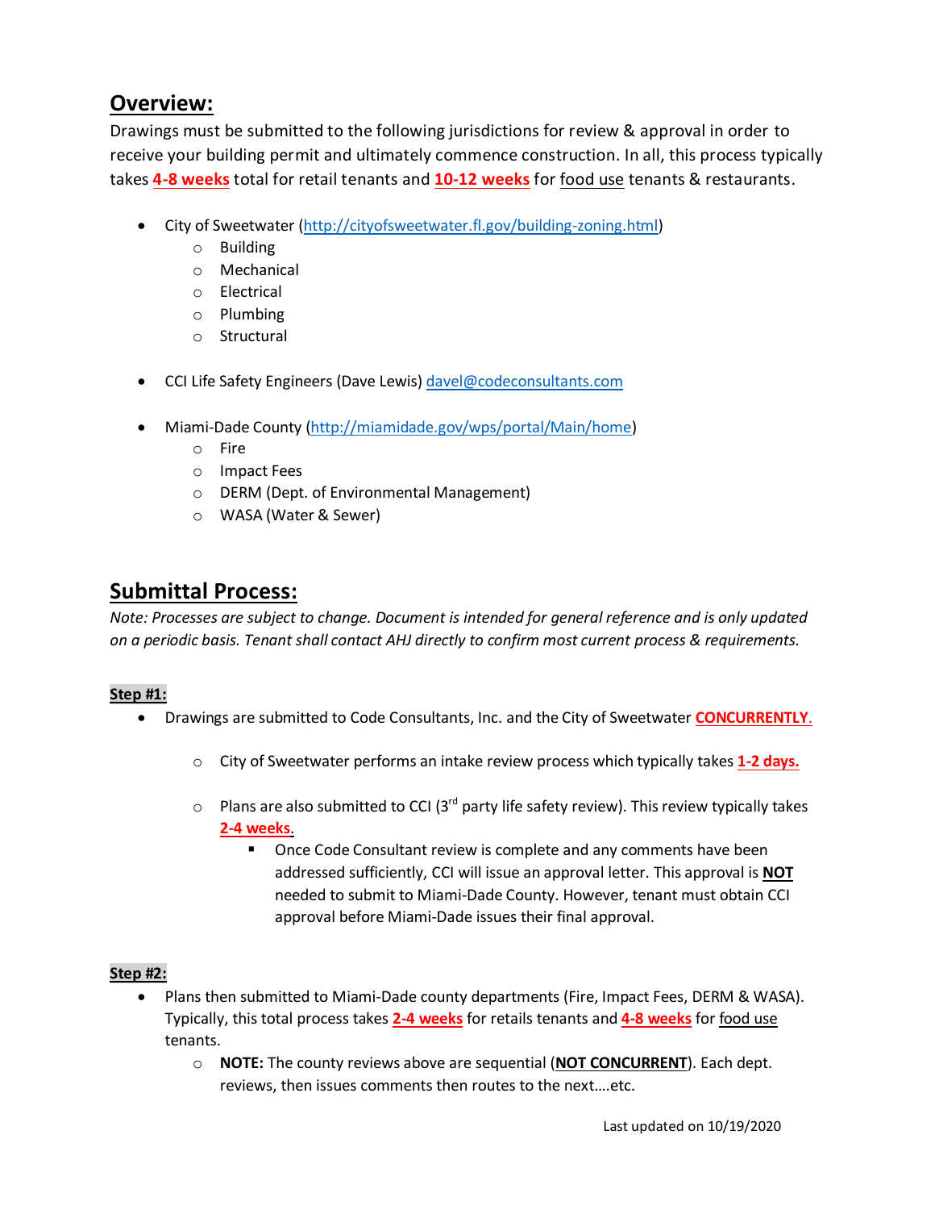## **Overview:**

Drawings must be submitted to the following jurisdictions for review & approval in order to receive your building permit and ultimately commence construction. In all, this process typically takes **4-8 weeks** total for retail tenants and **10-12 weeks** for food use tenants & restaurants.

- City of Sweetwater (http://cityofsweetwater.fl.gov/building-zoning.html)
  - Building
  - Mechanical
  - Electrical
  - Plumbing
  - Structural

- CCI Life Safety Engineers (Dave Lewis) davel@codeconsultants.com

- Miami-Dade County (http://miamidade.gov/wps/portal/Main/home)
  - Fire
  - Impact Fees
  - DERM (Dept. of Environmental Management)
  - WASA (Water & Sewer)

## **Submittal Process:**

*Note: Processes are subject to change. Document is intended for general reference and is only updated on a periodic basis. Tenant shall contact AHJ directly to confirm most current process & requirements.*

**Step #1:**

- Drawings are submitted to Code Consultants, Inc. and the City of Sweetwater **CONCURRENTLY.**
  - City of Sweetwater performs an intake review process which typically takes **1-2 days.**
  - Plans are also submitted to CCI (3rd party life safety review). This review typically takes **2-4 weeks.**
    - Once Code Consultant review is complete and any comments have been addressed sufficiently, CCI will issue an approval letter. This approval is **NOT** needed to submit to Miami-Dade County. However, tenant must obtain CCI approval before Miami-Dade issues their final approval.

**Step #2:**

- Plans then submitted to Miami-Dade county departments (Fire, Impact Fees, DERM & WASA). Typically, this total process takes **2-4 weeks** for retails tenants and **4-8 weeks** for food use tenants.
  - **NOTE:** The county reviews above are sequential (**NOT CONCURRENT**). Each dept. reviews, then issues comments then routes to the next….etc.

Last updated on 10/19/2020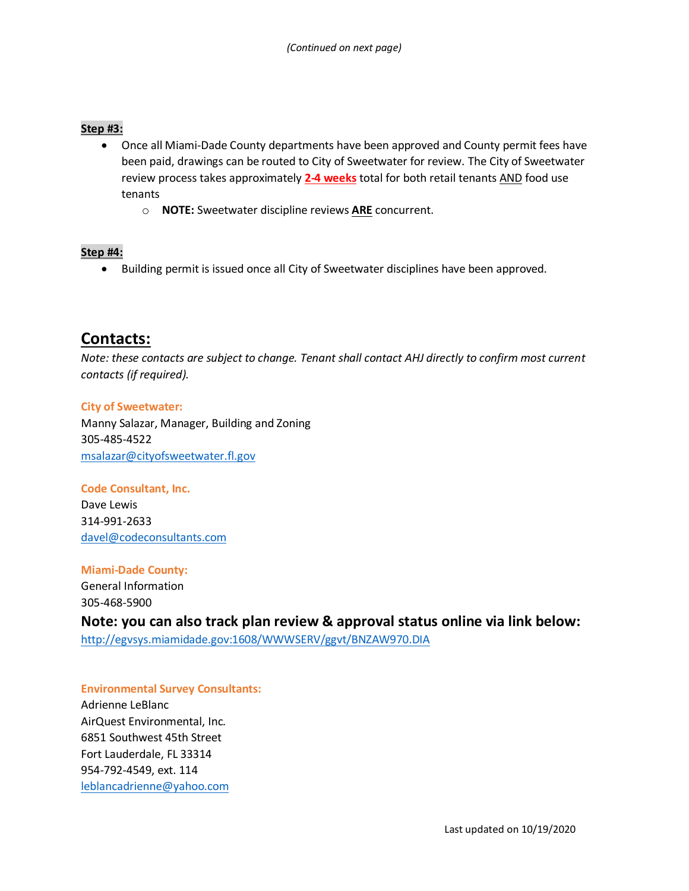*(Continued on next page)*

**Step #3:**

- Once all Miami-Dade County departments have been approved and County permit fees have been paid, drawings can be routed to City of Sweetwater for review. The City of Sweetwater review process takes approximately **2-4 weeks** total for both retail tenants AND food use tenants
    - **NOTE:** Sweetwater discipline reviews **ARE** concurrent.

**Step #4:**

- Building permit is issued once all City of Sweetwater disciplines have been approved.

## Contacts:

*Note: these contacts are subject to change. Tenant shall contact AHJ directly to confirm most current contacts (if required).*

**City of Sweetwater:**
Manny Salazar, Manager, Building and Zoning
305-485-4522
msalazar@cityofsweetwater.fl.gov

**Code Consultant, Inc.**
Dave Lewis
314-991-2633
davel@codeconsultants.com

**Miami-Dade County:**
General Information
305-468-5900

**Note: you can also track plan review & approval status online via link below:**
http://egvsys.miamidade.gov:1608/WWWSERV/ggvt/BNZAW970.DIA

**Environmental Survey Consultants:**
Adrienne LeBlanc
AirQuest Environmental, Inc.
6851 Southwest 45th Street
Fort Lauderdale, FL 33314
954-792-4549, ext. 114
leblancadrienne@yahoo.com

Last updated on 10/19/2020